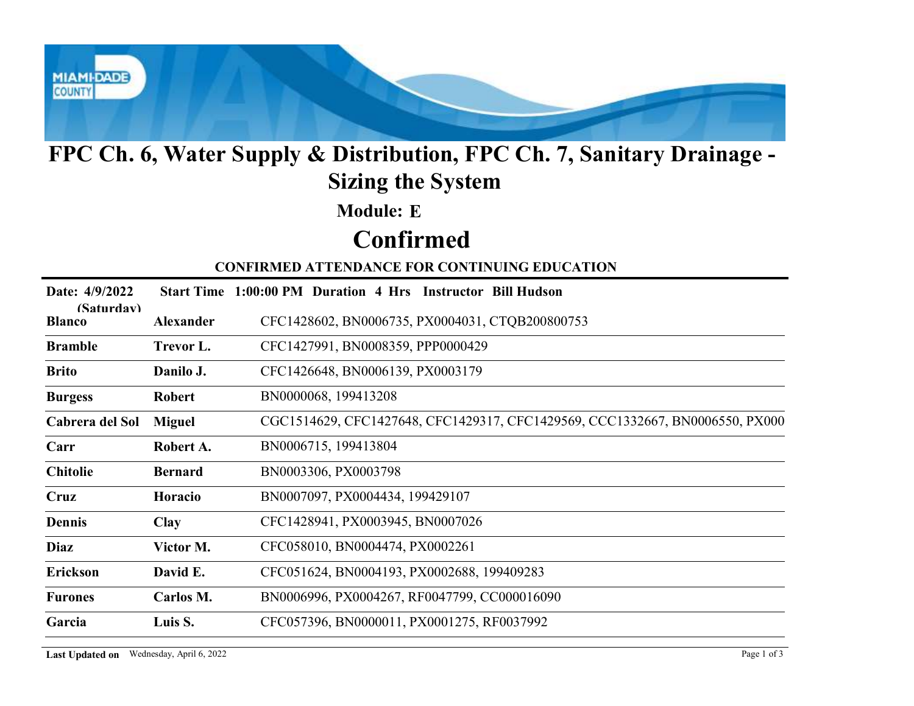# FPC Ch. 6, Water Supply & Distribution, FPC Ch. 7, Sanitary Drainage - Sizing the System

## Module: E

# Confirmed

**CONFIRMED ATTENDANCE FOR CONTINUING EDUCATION**

**Date: 4/9/2022 (Saturday)** **Start Time 1:00:00 PM Duration 4 Hrs Instructor Bill Hudson**

| Last Name | First Name | Licenses |
|---|---|---|
| **Blanco** | **Alexander** | CFC1428602, BN0006735, PX0004031, CTQB200800753 |
| **Bramble** | **Trevor L.** | CFC1427991, BN0008359, PPP0000429 |
| **Brito** | **Danilo J.** | CFC1426648, BN0006139, PX0003179 |
| **Burgess** | **Robert** | BN0000068, 199413208 |
| **Cabrera del Sol** | **Miguel** | CGC1514629, CFC1427648, CFC1429317, CFC1429569, CCC1332667, BN0006550, PX000 |
| **Carr** | **Robert A.** | BN0006715, 199413804 |
| **Chitolie** | **Bernard** | BN0003306, PX0003798 |
| **Cruz** | **Horacio** | BN0007097, PX0004434, 199429107 |
| **Dennis** | **Clay** | CFC1428941, PX0003945, BN0007026 |
| **Diaz** | **Victor M.** | CFC058010, BN0004474, PX0002261 |
| **Erickson** | **David E.** | CFC051624, BN0004193, PX0002688, 199409283 |
| **Furones** | **Carlos M.** | BN0006996, PX0004267, RF0047799, CC000016090 |
| **Garcia** | **Luis S.** | CFC057396, BN0000011, PX0001275, RF0037992 |

**Last Updated on** Wednesday, April 6, 2022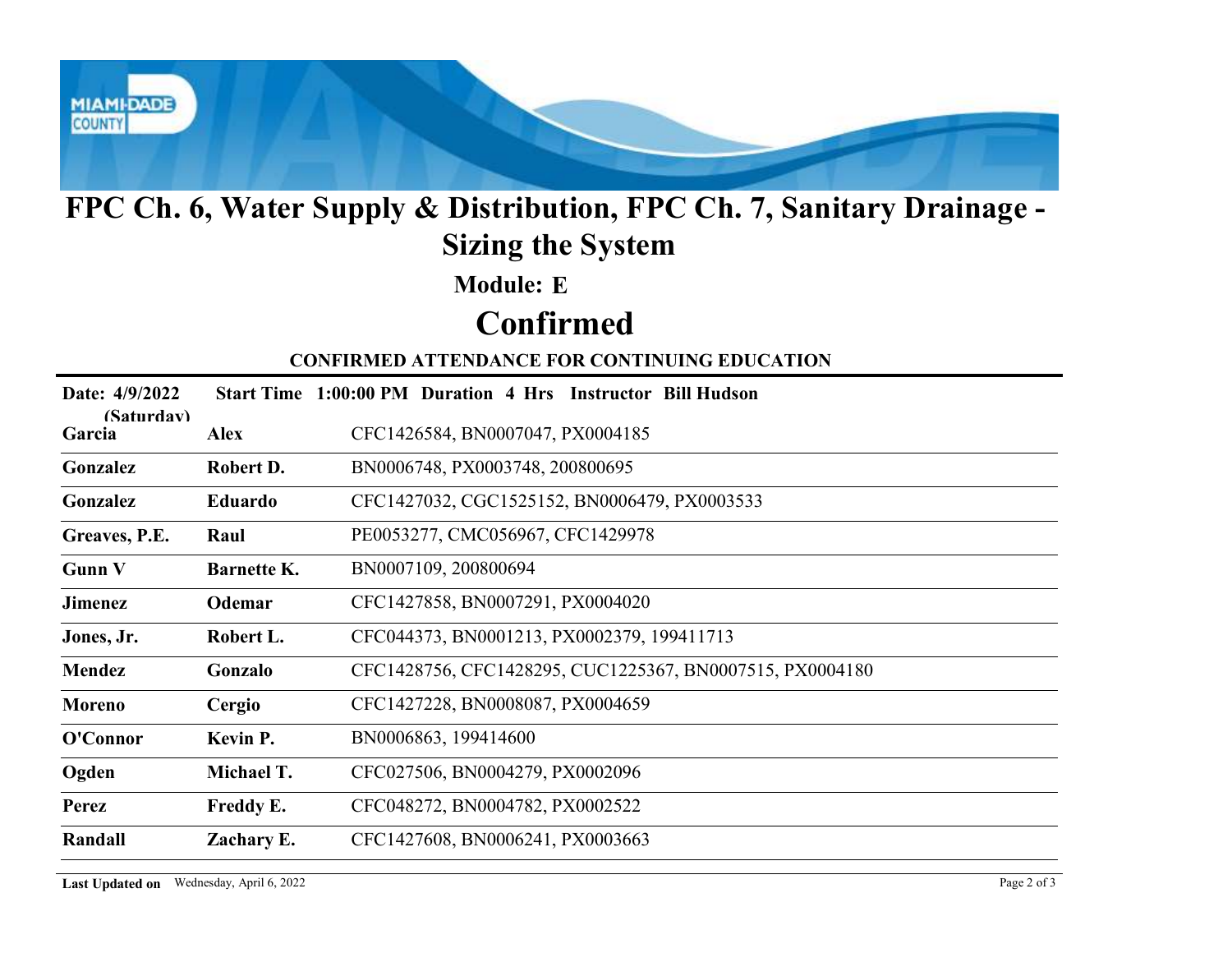# FPC Ch. 6, Water Supply & Distribution, FPC Ch. 7, Sanitary Drainage - Sizing the System

**Module: E**

## Confirmed

**CONFIRMED ATTENDANCE FOR CONTINUING EDUCATION**

**Date: 4/9/2022 (Saturday)** **Start Time 1:00:00 PM Duration 4 Hrs Instructor Bill Hudson**

| | | |
|---|---|---|
| **Garcia** | **Alex** | CFC1426584, BN0007047, PX0004185 |
| **Gonzalez** | **Robert D.** | BN0006748, PX0003748, 200800695 |
| **Gonzalez** | **Eduardo** | CFC1427032, CGC1525152, BN0006479, PX0003533 |
| **Greaves, P.E.** | **Raul** | PE0053277, CMC056967, CFC1429978 |
| **Gunn V** | **Barnette K.** | BN0007109, 200800694 |
| **Jimenez** | **Odemar** | CFC1427858, BN0007291, PX0004020 |
| **Jones, Jr.** | **Robert L.** | CFC044373, BN0001213, PX0002379, 199411713 |
| **Mendez** | **Gonzalo** | CFC1428756, CFC1428295, CUC1225367, BN0007515, PX0004180 |
| **Moreno** | **Cergio** | CFC1427228, BN0008087, PX0004659 |
| **O'Connor** | **Kevin P.** | BN0006863, 199414600 |
| **Ogden** | **Michael T.** | CFC027506, BN0004279, PX0002096 |
| **Perez** | **Freddy E.** | CFC048272, BN0004782, PX0002522 |
| **Randall** | **Zachary E.** | CFC1427608, BN0006241, PX0003663 |

**Last Updated on** Wednesday, April 6, 2022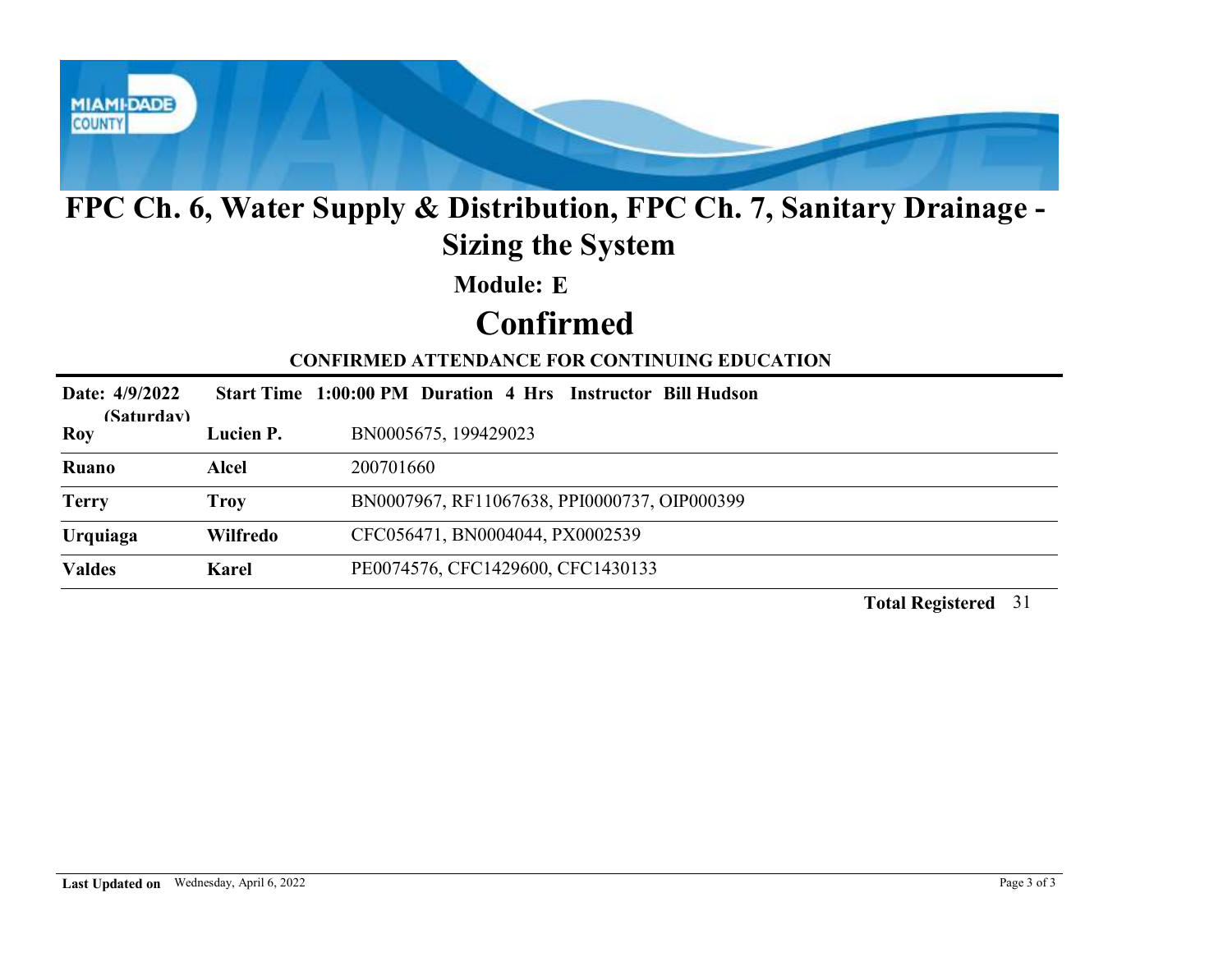# FPC Ch. 6, Water Supply & Distribution, FPC Ch. 7, Sanitary Drainage - Sizing the System

## Module: E

# Confirmed

### CONFIRMED ATTENDANCE FOR CONTINUING EDUCATION

**Date: 4/9/2022 (Saturday)** **Start Time 1:00:00 PM** **Duration 4 Hrs** **Instructor Bill Hudson**

| | | |
|---|---|---|
| **Roy** | **Lucien P.** | BN0005675, 199429023 |
| **Ruano** | **Alcel** | 200701660 |
| **Terry** | **Troy** | BN0007967, RF11067638, PPI0000737, OIP000399 |
| **Urquiaga** | **Wilfredo** | CFC056471, BN0004044, PX0002539 |
| **Valdes** | **Karel** | PE0074576, CFC1429600, CFC1430133 |

**Total Registered** 31

**Last Updated on** Wednesday, April 6, 2022